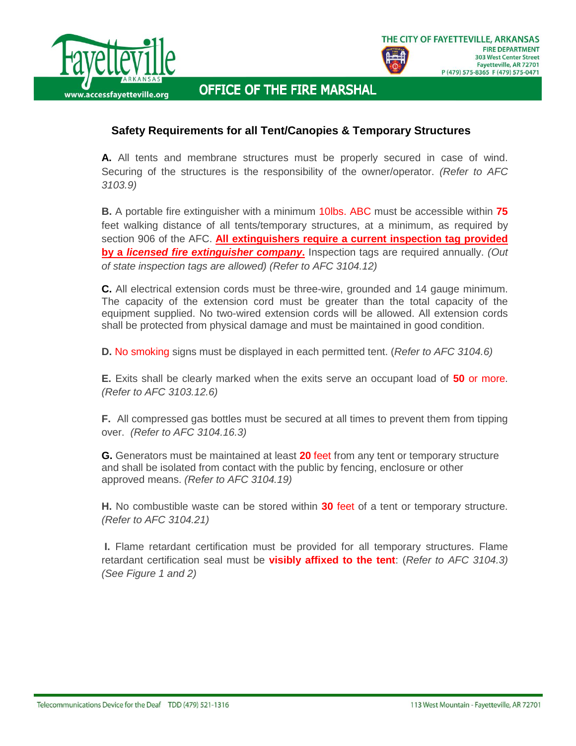THE CITY OF FAYETTEVILLE, ARKANSAS
FIRE DEPARTMENT
303 West Center Street
Fayetteville, AR 72701
P (479) 575-8365 F (479) 575-0471

www.accessfayetteville.org

OFFICE OF THE FIRE MARSHAL

## Safety Requirements for all Tent/Canopies & Temporary Structures

**A.** All tents and membrane structures must be properly secured in case of wind. Securing of the structures is the responsibility of the owner/operator. *(Refer to AFC 3103.9)*

**B.** A portable fire extinguisher with a minimum 10lbs. ABC must be accessible within **75** feet walking distance of all tents/temporary structures, at a minimum, as required by section 906 of the AFC. **All extinguishers require a current inspection tag provided by a *licensed fire extinguisher company*.** Inspection tags are required annually. *(Out of state inspection tags are allowed) (Refer to AFC 3104.12)*

**C.** All electrical extension cords must be three-wire, grounded and 14 gauge minimum. The capacity of the extension cord must be greater than the total capacity of the equipment supplied. No two-wired extension cords will be allowed. All extension cords shall be protected from physical damage and must be maintained in good condition.

**D.** No smoking signs must be displayed in each permitted tent. (*Refer to AFC 3104.6)*

**E.** Exits shall be clearly marked when the exits serve an occupant load of **50** or more. *(Refer to AFC 3103.12.6)*

**F.** All compressed gas bottles must be secured at all times to prevent them from tipping over. *(Refer to AFC 3104.16.3)*

**G.** Generators must be maintained at least **20** feet from any tent or temporary structure and shall be isolated from contact with the public by fencing, enclosure or other approved means. *(Refer to AFC 3104.19)*

**H.** No combustible waste can be stored within **30** feet of a tent or temporary structure. *(Refer to AFC 3104.21)*

**I.** Flame retardant certification must be provided for all temporary structures. Flame retardant certification seal must be **visibly affixed to the tent**: (*Refer to AFC 3104.3) (See Figure 1 and 2)*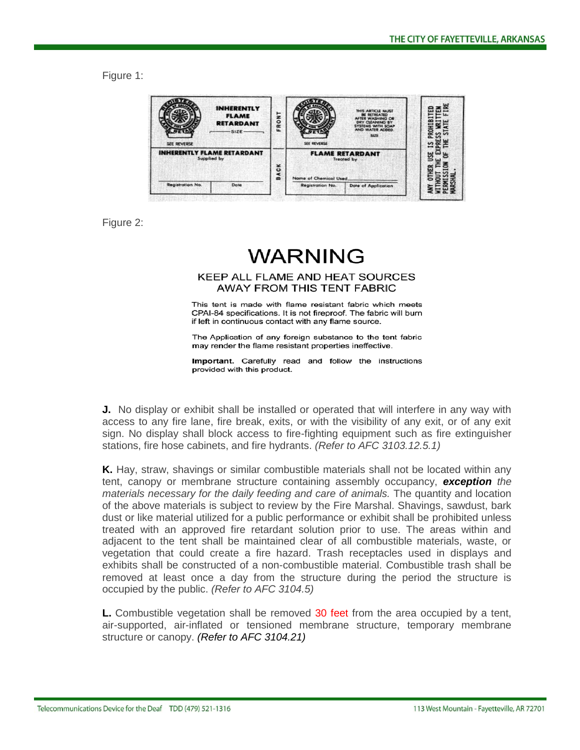Figure 1:

| INHERENTLY FLAME RETARDANT — SIZE — SEE REVERSE | FRONT | THIS ARTICLE MUST BE RETREATED AFTER WASHING OR DRY CLEANING BY SYSTEMS WITH SOAP AND WATER ADDED. SIZE — SEE REVERSE | ANY OTHER USE IS PROHIBITED WITHOUT THE EXPRESS WRITTEN PERMISSION OF THE STATE FIRE MARSHAL. |
|---|---|---|---|
| INHERENTLY FLAME RETARDANT — Supplied by — Registration No. / Date | BACK | FLAME RETARDANT — Treated by — Name of Chemical Used — Registration No. / Date of Application | |

Figure 2:

# WARNING

KEEP ALL FLAME AND HEAT SOURCES AWAY FROM THIS TENT FABRIC

This tent is made with flame resistant fabric which meets CPAI-84 specifications. It is not fireproof. The fabric will burn if left in continuous contact with any flame source.

The Application of any foreign substance to the tent fabric may render the flame resistant properties ineffective.

**Important.** Carefully read and follow the instructions provided with this product.

**J.** No display or exhibit shall be installed or operated that will interfere in any way with access to any fire lane, fire break, exits, or with the visibility of any exit, or of any exit sign. No display shall block access to fire-fighting equipment such as fire extinguisher stations, fire hose cabinets, and fire hydrants. *(Refer to AFC 3103.12.5.1)*

**K.** Hay, straw, shavings or similar combustible materials shall not be located within any tent, canopy or membrane structure containing assembly occupancy, ***exception*** *the materials necessary for the daily feeding and care of animals.* The quantity and location of the above materials is subject to review by the Fire Marshal. Shavings, sawdust, bark dust or like material utilized for a public performance or exhibit shall be prohibited unless treated with an approved fire retardant solution prior to use. The areas within and adjacent to the tent shall be maintained clear of all combustible materials, waste, or vegetation that could create a fire hazard. Trash receptacles used in displays and exhibits shall be constructed of a non-combustible material. Combustible trash shall be removed at least once a day from the structure during the period the structure is occupied by the public. *(Refer to AFC 3104.5)*

**L.** Combustible vegetation shall be removed 30 feet from the area occupied by a tent, air-supported, air-inflated or tensioned membrane structure, temporary membrane structure or canopy. ***(Refer to AFC 3104.21)***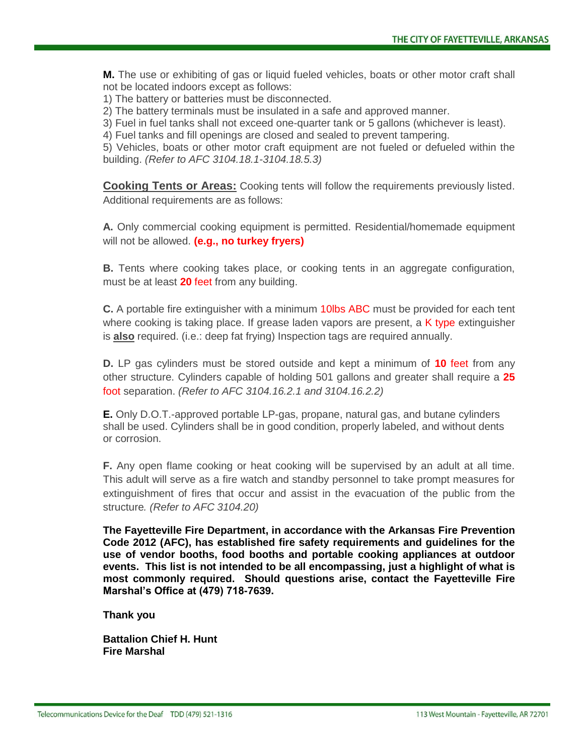**M.** The use or exhibiting of gas or liquid fueled vehicles, boats or other motor craft shall not be located indoors except as follows:

1) The battery or batteries must be disconnected.
2) The battery terminals must be insulated in a safe and approved manner.
3) Fuel in fuel tanks shall not exceed one-quarter tank or 5 gallons (whichever is least).
4) Fuel tanks and fill openings are closed and sealed to prevent tampering.
5) Vehicles, boats or other motor craft equipment are not fueled or defueled within the building. *(Refer to AFC 3104.18.1-3104.18.5.3)*

**Cooking Tents or Areas:** Cooking tents will follow the requirements previously listed. Additional requirements are as follows:

**A.** Only commercial cooking equipment is permitted. Residential/homemade equipment will not be allowed. **(e.g., no turkey fryers)**

**B.** Tents where cooking takes place, or cooking tents in an aggregate configuration, must be at least **20** feet from any building.

**C.** A portable fire extinguisher with a minimum 10lbs ABC must be provided for each tent where cooking is taking place. If grease laden vapors are present, a K type extinguisher is **also** required. (i.e.: deep fat frying) Inspection tags are required annually.

**D.** LP gas cylinders must be stored outside and kept a minimum of **10** feet from any other structure. Cylinders capable of holding 501 gallons and greater shall require a **25** foot separation. *(Refer to AFC 3104.16.2.1 and 3104.16.2.2)*

**E.** Only D.O.T.-approved portable LP-gas, propane, natural gas, and butane cylinders shall be used. Cylinders shall be in good condition, properly labeled, and without dents or corrosion.

**F.** Any open flame cooking or heat cooking will be supervised by an adult at all time. This adult will serve as a fire watch and standby personnel to take prompt measures for extinguishment of fires that occur and assist in the evacuation of the public from the structure. *(Refer to AFC 3104.20)*

**The Fayetteville Fire Department, in accordance with the Arkansas Fire Prevention Code 2012 (AFC), has established fire safety requirements and guidelines for the use of vendor booths, food booths and portable cooking appliances at outdoor events. This list is not intended to be all encompassing, just a highlight of what is most commonly required. Should questions arise, contact the Fayetteville Fire Marshal's Office at (479) 718-7639.**

**Thank you**

**Battalion Chief H. Hunt**
**Fire Marshal**